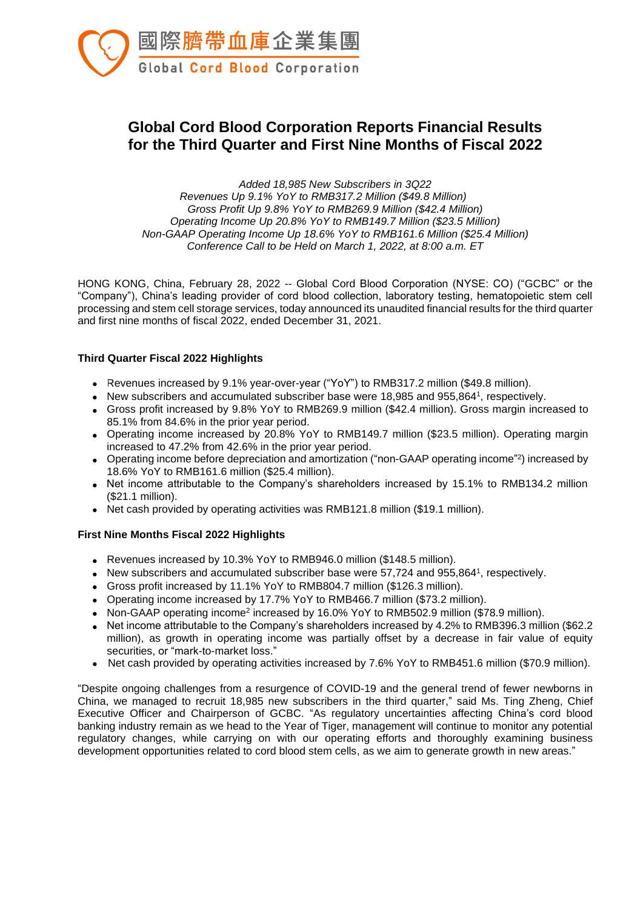國際臍帶血庫企業集團
Global Cord Blood Corporation

# Global Cord Blood Corporation Reports Financial Results for the Third Quarter and First Nine Months of Fiscal 2022

*Added 18,985 New Subscribers in 3Q22*
*Revenues Up 9.1% YoY to RMB317.2 Million ($49.8 Million)*
*Gross Profit Up 9.8% YoY to RMB269.9 Million ($42.4 Million)*
*Operating Income Up 20.8% YoY to RMB149.7 Million ($23.5 Million)*
*Non-GAAP Operating Income Up 18.6% YoY to RMB161.6 Million ($25.4 Million)*
*Conference Call to be Held on March 1, 2022, at 8:00 a.m. ET*

HONG KONG, China, February 28, 2022 -- Global Cord Blood Corporation (NYSE: CO) ("GCBC" or the "Company"), China's leading provider of cord blood collection, laboratory testing, hematopoietic stem cell processing and stem cell storage services, today announced its unaudited financial results for the third quarter and first nine months of fiscal 2022, ended December 31, 2021.

**Third Quarter Fiscal 2022 Highlights**

- Revenues increased by 9.1% year-over-year ("YoY") to RMB317.2 million ($49.8 million).
- New subscribers and accumulated subscriber base were 18,985 and 955,864[1], respectively.
- Gross profit increased by 9.8% YoY to RMB269.9 million ($42.4 million). Gross margin increased to 85.1% from 84.6% in the prior year period.
- Operating income increased by 20.8% YoY to RMB149.7 million ($23.5 million). Operating margin increased to 47.2% from 42.6% in the prior year period.
- Operating income before depreciation and amortization ("non-GAAP operating income"[2]) increased by 18.6% YoY to RMB161.6 million ($25.4 million).
- Net income attributable to the Company's shareholders increased by 15.1% to RMB134.2 million ($21.1 million).
- Net cash provided by operating activities was RMB121.8 million ($19.1 million).

**First Nine Months Fiscal 2022 Highlights**

- Revenues increased by 10.3% YoY to RMB946.0 million ($148.5 million).
- New subscribers and accumulated subscriber base were 57,724 and 955,864[1], respectively.
- Gross profit increased by 11.1% YoY to RMB804.7 million ($126.3 million).
- Operating income increased by 17.7% YoY to RMB466.7 million ($73.2 million).
- Non-GAAP operating income[2] increased by 16.0% YoY to RMB502.9 million ($78.9 million).
- Net income attributable to the Company's shareholders increased by 4.2% to RMB396.3 million ($62.2 million), as growth in operating income was partially offset by a decrease in fair value of equity securities, or "mark-to-market loss."
- Net cash provided by operating activities increased by 7.6% YoY to RMB451.6 million ($70.9 million).

"Despite ongoing challenges from a resurgence of COVID-19 and the general trend of fewer newborns in China, we managed to recruit 18,985 new subscribers in the third quarter," said Ms. Ting Zheng, Chief Executive Officer and Chairperson of GCBC. "As regulatory uncertainties affecting China's cord blood banking industry remain as we head to the Year of Tiger, management will continue to monitor any potential regulatory changes, while carrying on with our operating efforts and thoroughly examining business development opportunities related to cord blood stem cells, as we aim to generate growth in new areas."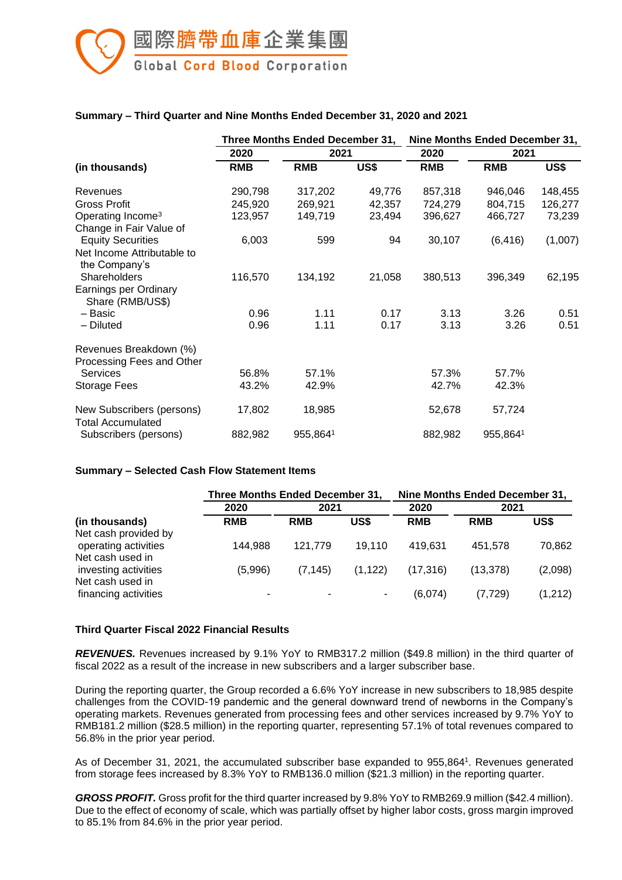**Summary – Third Quarter and Nine Months Ended December 31, 2020 and 2021**

| | Three Months Ended December 31, | | | Nine Months Ended December 31, | | |
|---|---|---|---|---|---|---|
| | 2020 | 2021 | | 2020 | 2021 | |
| **(in thousands)** | **RMB** | **RMB** | **US$** | **RMB** | **RMB** | **US$** |
| Revenues | 290,798 | 317,202 | 49,776 | 857,318 | 946,046 | 148,455 |
| Gross Profit | 245,920 | 269,921 | 42,357 | 724,279 | 804,715 | 126,277 |
| Operating Income[3] | 123,957 | 149,719 | 23,494 | 396,627 | 466,727 | 73,239 |
| Change in Fair Value of Equity Securities | 6,003 | 599 | 94 | 30,107 | (6,416) | (1,007) |
| Net Income Attributable to the Company's Shareholders | 116,570 | 134,192 | 21,058 | 380,513 | 396,349 | 62,195 |
| Earnings per Ordinary Share (RMB/US$) | | | | | | |
| – Basic | 0.96 | 1.11 | 0.17 | 3.13 | 3.26 | 0.51 |
| – Diluted | 0.96 | 1.11 | 0.17 | 3.13 | 3.26 | 0.51 |
| Revenues Breakdown (%) | | | | | | |
| Processing Fees and Other Services | 56.8% | 57.1% | | 57.3% | 57.7% | |
| Storage Fees | 43.2% | 42.9% | | 42.7% | 42.3% | |
| New Subscribers (persons) | 17,802 | 18,985 | | 52,678 | 57,724 | |
| Total Accumulated Subscribers (persons) | 882,982 | 955,864[1] | | 882,982 | 955,864[1] | |

**Summary – Selected Cash Flow Statement Items**

| | Three Months Ended December 31, | | | Nine Months Ended December 31, | | |
|---|---|---|---|---|---|---|
| | 2020 | 2021 | | 2020 | 2021 | |
| **(in thousands)** | **RMB** | **RMB** | **US$** | **RMB** | **RMB** | **US$** |
| Net cash provided by operating activities | 144,988 | 121,779 | 19,110 | 419,631 | 451,578 | 70,862 |
| Net cash used in investing activities | (5,996) | (7,145) | (1,122) | (17,316) | (13,378) | (2,098) |
| Net cash used in financing activities | - | - | - | (6,074) | (7,729) | (1,212) |

**Third Quarter Fiscal 2022 Financial Results**

***REVENUES.*** Revenues increased by 9.1% YoY to RMB317.2 million ($49.8 million) in the third quarter of fiscal 2022 as a result of the increase in new subscribers and a larger subscriber base.

During the reporting quarter, the Group recorded a 6.6% YoY increase in new subscribers to 18,985 despite challenges from the COVID-19 pandemic and the general downward trend of newborns in the Company's operating markets. Revenues generated from processing fees and other services increased by 9.7% YoY to RMB181.2 million ($28.5 million) in the reporting quarter, representing 57.1% of total revenues compared to 56.8% in the prior year period.

As of December 31, 2021, the accumulated subscriber base expanded to 955,864[1]. Revenues generated from storage fees increased by 8.3% YoY to RMB136.0 million ($21.3 million) in the reporting quarter.

***GROSS PROFIT.*** Gross profit for the third quarter increased by 9.8% YoY to RMB269.9 million ($42.4 million). Due to the effect of economy of scale, which was partially offset by higher labor costs, gross margin improved to 85.1% from 84.6% in the prior year period.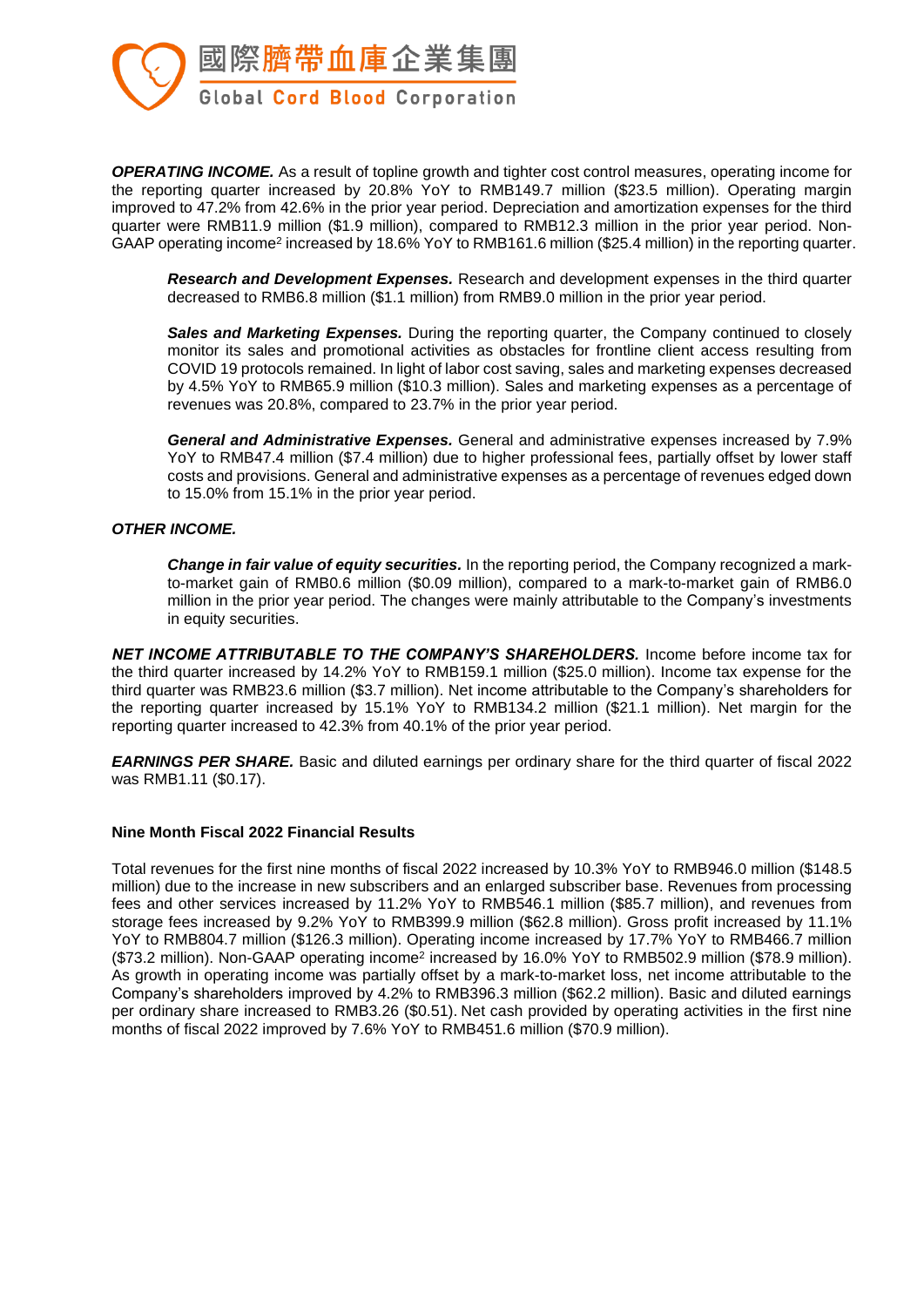***OPERATING INCOME.*** As a result of topline growth and tighter cost control measures, operating income for the reporting quarter increased by 20.8% YoY to RMB149.7 million ($23.5 million). Operating margin improved to 47.2% from 42.6% in the prior year period. Depreciation and amortization expenses for the third quarter were RMB11.9 million ($1.9 million), compared to RMB12.3 million in the prior year period. Non-GAAP operating income[2] increased by 18.6% YoY to RMB161.6 million ($25.4 million) in the reporting quarter.

***Research and Development Expenses.*** Research and development expenses in the third quarter decreased to RMB6.8 million ($1.1 million) from RMB9.0 million in the prior year period.

***Sales and Marketing Expenses.*** During the reporting quarter, the Company continued to closely monitor its sales and promotional activities as obstacles for frontline client access resulting from COVID 19 protocols remained. In light of labor cost saving, sales and marketing expenses decreased by 4.5% YoY to RMB65.9 million ($10.3 million). Sales and marketing expenses as a percentage of revenues was 20.8%, compared to 23.7% in the prior year period.

***General and Administrative Expenses.*** General and administrative expenses increased by 7.9% YoY to RMB47.4 million ($7.4 million) due to higher professional fees, partially offset by lower staff costs and provisions. General and administrative expenses as a percentage of revenues edged down to 15.0% from 15.1% in the prior year period.

***OTHER INCOME.***

***Change in fair value of equity securities.*** In the reporting period, the Company recognized a mark-to-market gain of RMB0.6 million ($0.09 million), compared to a mark-to-market gain of RMB6.0 million in the prior year period. The changes were mainly attributable to the Company's investments in equity securities.

***NET INCOME ATTRIBUTABLE TO THE COMPANY'S SHAREHOLDERS.*** Income before income tax for the third quarter increased by 14.2% YoY to RMB159.1 million ($25.0 million). Income tax expense for the third quarter was RMB23.6 million ($3.7 million). Net income attributable to the Company's shareholders for the reporting quarter increased by 15.1% YoY to RMB134.2 million ($21.1 million). Net margin for the reporting quarter increased to 42.3% from 40.1% of the prior year period.

***EARNINGS PER SHARE.*** Basic and diluted earnings per ordinary share for the third quarter of fiscal 2022 was RMB1.11 ($0.17).

**Nine Month Fiscal 2022 Financial Results**

Total revenues for the first nine months of fiscal 2022 increased by 10.3% YoY to RMB946.0 million ($148.5 million) due to the increase in new subscribers and an enlarged subscriber base. Revenues from processing fees and other services increased by 11.2% YoY to RMB546.1 million ($85.7 million), and revenues from storage fees increased by 9.2% YoY to RMB399.9 million ($62.8 million). Gross profit increased by 11.1% YoY to RMB804.7 million ($126.3 million). Operating income increased by 17.7% YoY to RMB466.7 million ($73.2 million). Non-GAAP operating income[2] increased by 16.0% YoY to RMB502.9 million ($78.9 million). As growth in operating income was partially offset by a mark-to-market loss, net income attributable to the Company's shareholders improved by 4.2% to RMB396.3 million ($62.2 million). Basic and diluted earnings per ordinary share increased to RMB3.26 ($0.51). Net cash provided by operating activities in the first nine months of fiscal 2022 improved by 7.6% YoY to RMB451.6 million ($70.9 million).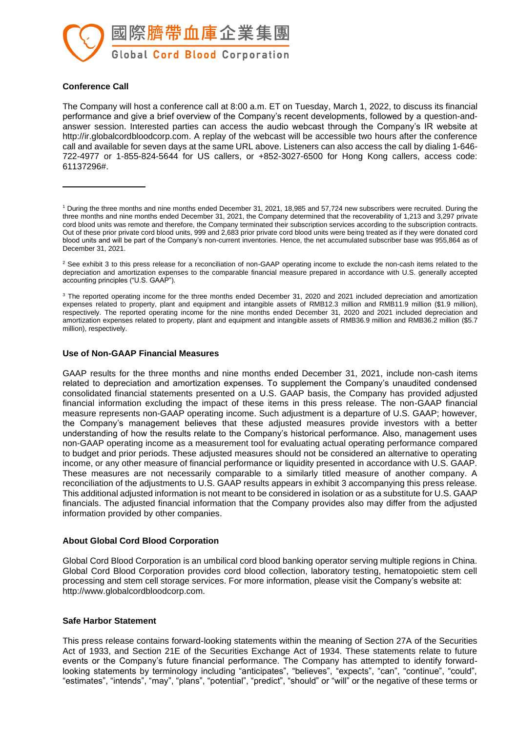**Conference Call**

The Company will host a conference call at 8:00 a.m. ET on Tuesday, March 1, 2022, to discuss its financial performance and give a brief overview of the Company's recent developments, followed by a question-and-answer session. Interested parties can access the audio webcast through the Company's IR website at http://ir.globalcordbloodcorp.com. A replay of the webcast will be accessible two hours after the conference call and available for seven days at the same URL above. Listeners can also access the call by dialing 1-646-722-4977 or 1-855-824-5644 for US callers, or +852-3027-6500 for Hong Kong callers, access code: 61137296#.

---

[1] During the three months and nine months ended December 31, 2021, 18,985 and 57,724 new subscribers were recruited. During the three months and nine months ended December 31, 2021, the Company determined that the recoverability of 1,213 and 3,297 private cord blood units was remote and therefore, the Company terminated their subscription services according to the subscription contracts. Out of these prior private cord blood units, 999 and 2,683 prior private cord blood units were being treated as if they were donated cord blood units and will be part of the Company's non-current inventories. Hence, the net accumulated subscriber base was 955,864 as of December 31, 2021.

[2] See exhibit 3 to this press release for a reconciliation of non-GAAP operating income to exclude the non-cash items related to the depreciation and amortization expenses to the comparable financial measure prepared in accordance with U.S. generally accepted accounting principles ("U.S. GAAP").

[3] The reported operating income for the three months ended December 31, 2020 and 2021 included depreciation and amortization expenses related to property, plant and equipment and intangible assets of RMB12.3 million and RMB11.9 million ($1.9 million), respectively. The reported operating income for the nine months ended December 31, 2020 and 2021 included depreciation and amortization expenses related to property, plant and equipment and intangible assets of RMB36.9 million and RMB36.2 million ($5.7 million), respectively.

**Use of Non-GAAP Financial Measures**

GAAP results for the three months and nine months ended December 31, 2021, include non-cash items related to depreciation and amortization expenses. To supplement the Company's unaudited condensed consolidated financial statements presented on a U.S. GAAP basis, the Company has provided adjusted financial information excluding the impact of these items in this press release. The non-GAAP financial measure represents non-GAAP operating income. Such adjustment is a departure of U.S. GAAP; however, the Company's management believes that these adjusted measures provide investors with a better understanding of how the results relate to the Company's historical performance. Also, management uses non-GAAP operating income as a measurement tool for evaluating actual operating performance compared to budget and prior periods. These adjusted measures should not be considered an alternative to operating income, or any other measure of financial performance or liquidity presented in accordance with U.S. GAAP. These measures are not necessarily comparable to a similarly titled measure of another company. A reconciliation of the adjustments to U.S. GAAP results appears in exhibit 3 accompanying this press release. This additional adjusted information is not meant to be considered in isolation or as a substitute for U.S. GAAP financials. The adjusted financial information that the Company provides also may differ from the adjusted information provided by other companies.

**About Global Cord Blood Corporation**

Global Cord Blood Corporation is an umbilical cord blood banking operator serving multiple regions in China. Global Cord Blood Corporation provides cord blood collection, laboratory testing, hematopoietic stem cell processing and stem cell storage services. For more information, please visit the Company's website at: http://www.globalcordbloodcorp.com.

**Safe Harbor Statement**

This press release contains forward-looking statements within the meaning of Section 27A of the Securities Act of 1933, and Section 21E of the Securities Exchange Act of 1934. These statements relate to future events or the Company's future financial performance. The Company has attempted to identify forward-looking statements by terminology including "anticipates", "believes", "expects", "can", "continue", "could", "estimates", "intends", "may", "plans", "potential", "predict", "should" or "will" or the negative of these terms or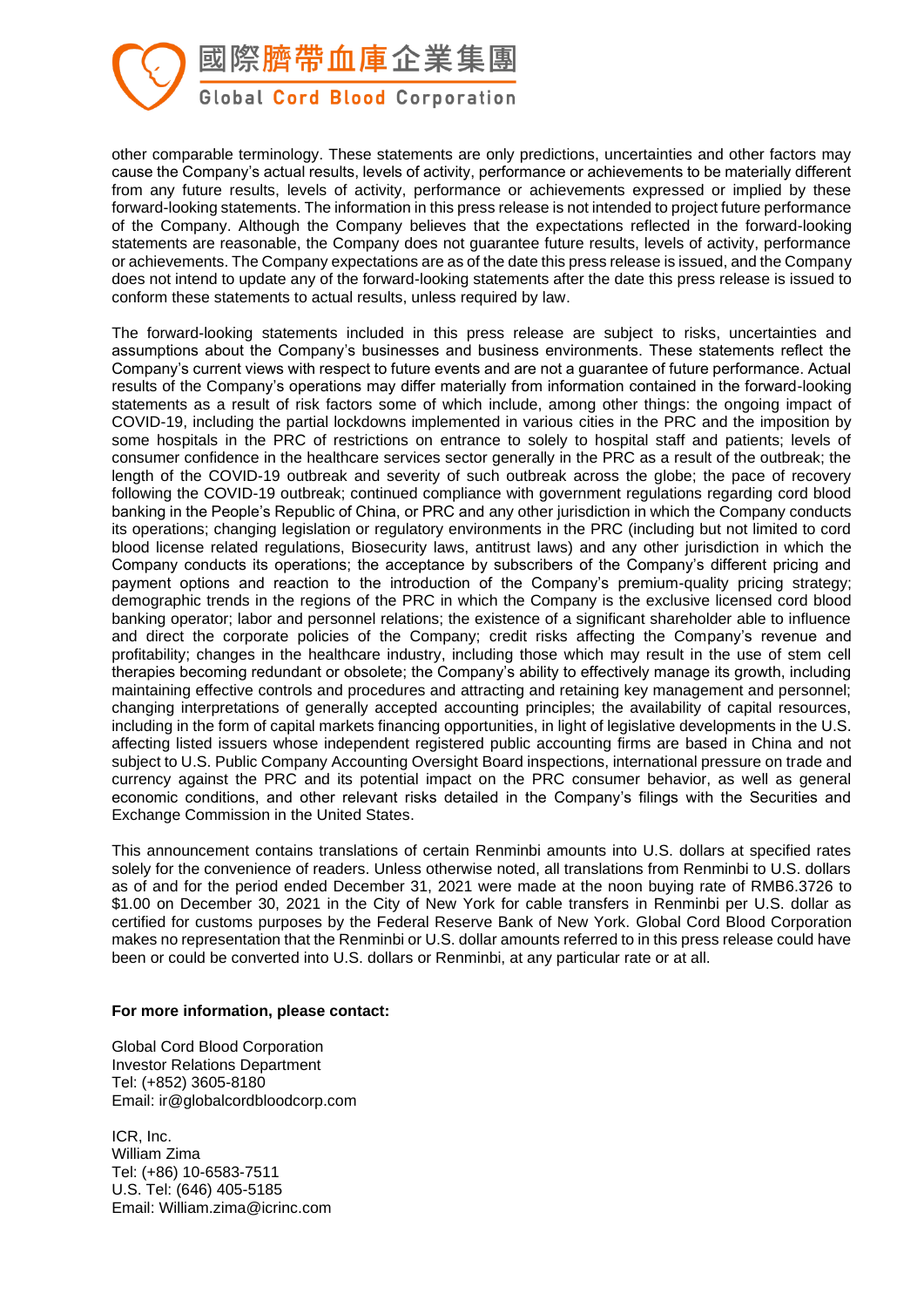other comparable terminology. These statements are only predictions, uncertainties and other factors may cause the Company's actual results, levels of activity, performance or achievements to be materially different from any future results, levels of activity, performance or achievements expressed or implied by these forward-looking statements. The information in this press release is not intended to project future performance of the Company. Although the Company believes that the expectations reflected in the forward-looking statements are reasonable, the Company does not guarantee future results, levels of activity, performance or achievements. The Company expectations are as of the date this press release is issued, and the Company does not intend to update any of the forward-looking statements after the date this press release is issued to conform these statements to actual results, unless required by law.

The forward-looking statements included in this press release are subject to risks, uncertainties and assumptions about the Company's businesses and business environments. These statements reflect the Company's current views with respect to future events and are not a guarantee of future performance. Actual results of the Company's operations may differ materially from information contained in the forward-looking statements as a result of risk factors some of which include, among other things: the ongoing impact of COVID-19, including the partial lockdowns implemented in various cities in the PRC and the imposition by some hospitals in the PRC of restrictions on entrance to solely to hospital staff and patients; levels of consumer confidence in the healthcare services sector generally in the PRC as a result of the outbreak; the length of the COVID-19 outbreak and severity of such outbreak across the globe; the pace of recovery following the COVID-19 outbreak; continued compliance with government regulations regarding cord blood banking in the People's Republic of China, or PRC and any other jurisdiction in which the Company conducts its operations; changing legislation or regulatory environments in the PRC (including but not limited to cord blood license related regulations, Biosecurity laws, antitrust laws) and any other jurisdiction in which the Company conducts its operations; the acceptance by subscribers of the Company's different pricing and payment options and reaction to the introduction of the Company's premium-quality pricing strategy; demographic trends in the regions of the PRC in which the Company is the exclusive licensed cord blood banking operator; labor and personnel relations; the existence of a significant shareholder able to influence and direct the corporate policies of the Company; credit risks affecting the Company's revenue and profitability; changes in the healthcare industry, including those which may result in the use of stem cell therapies becoming redundant or obsolete; the Company's ability to effectively manage its growth, including maintaining effective controls and procedures and attracting and retaining key management and personnel; changing interpretations of generally accepted accounting principles; the availability of capital resources, including in the form of capital markets financing opportunities, in light of legislative developments in the U.S. affecting listed issuers whose independent registered public accounting firms are based in China and not subject to U.S. Public Company Accounting Oversight Board inspections, international pressure on trade and currency against the PRC and its potential impact on the PRC consumer behavior, as well as general economic conditions, and other relevant risks detailed in the Company's filings with the Securities and Exchange Commission in the United States.

This announcement contains translations of certain Renminbi amounts into U.S. dollars at specified rates solely for the convenience of readers. Unless otherwise noted, all translations from Renminbi to U.S. dollars as of and for the period ended December 31, 2021 were made at the noon buying rate of RMB6.3726 to $1.00 on December 30, 2021 in the City of New York for cable transfers in Renminbi per U.S. dollar as certified for customs purposes by the Federal Reserve Bank of New York. Global Cord Blood Corporation makes no representation that the Renminbi or U.S. dollar amounts referred to in this press release could have been or could be converted into U.S. dollars or Renminbi, at any particular rate or at all.

**For more information, please contact:**

Global Cord Blood Corporation
Investor Relations Department
Tel: (+852) 3605-8180
Email: ir@globalcordbloodcorp.com

ICR, Inc.
William Zima
Tel: (+86) 10-6583-7511
U.S. Tel: (646) 405-5185
Email: William.zima@icrinc.com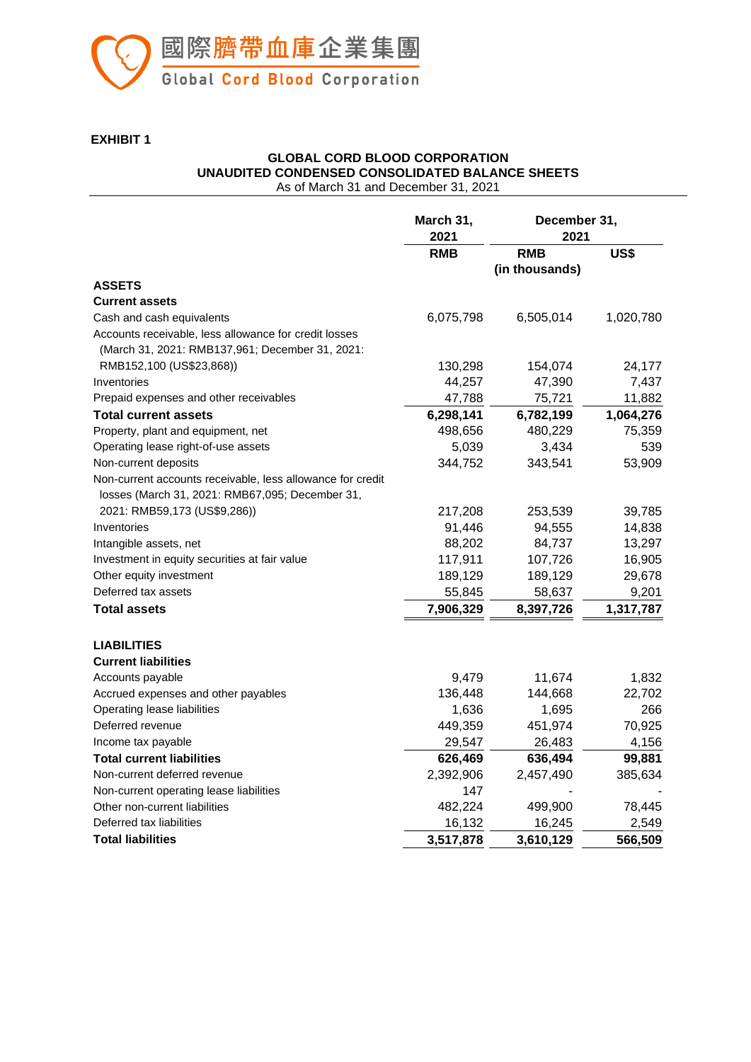國際臍帶血庫企業集團
Global Cord Blood Corporation

**EXHIBIT 1**

**GLOBAL CORD BLOOD CORPORATION**
**UNAUDITED CONDENSED CONSOLIDATED BALANCE SHEETS**
As of March 31 and December 31, 2021

| | March 31, 2021 | December 31, 2021 | |
|---|---|---|---|
| | RMB | RMB | US$ |
| | | (in thousands) | |
| **ASSETS** | | | |
| **Current assets** | | | |
| Cash and cash equivalents | 6,075,798 | 6,505,014 | 1,020,780 |
| Accounts receivable, less allowance for credit losses (March 31, 2021: RMB137,961; December 31, 2021: RMB152,100 (US$23,868)) | 130,298 | 154,074 | 24,177 |
| Inventories | 44,257 | 47,390 | 7,437 |
| Prepaid expenses and other receivables | 47,788 | 75,721 | 11,882 |
| **Total current assets** | **6,298,141** | **6,782,199** | **1,064,276** |
| Property, plant and equipment, net | 498,656 | 480,229 | 75,359 |
| Operating lease right-of-use assets | 5,039 | 3,434 | 539 |
| Non-current deposits | 344,752 | 343,541 | 53,909 |
| Non-current accounts receivable, less allowance for credit losses (March 31, 2021: RMB67,095; December 31, 2021: RMB59,173 (US$9,286)) | 217,208 | 253,539 | 39,785 |
| Inventories | 91,446 | 94,555 | 14,838 |
| Intangible assets, net | 88,202 | 84,737 | 13,297 |
| Investment in equity securities at fair value | 117,911 | 107,726 | 16,905 |
| Other equity investment | 189,129 | 189,129 | 29,678 |
| Deferred tax assets | 55,845 | 58,637 | 9,201 |
| **Total assets** | **7,906,329** | **8,397,726** | **1,317,787** |
| | | | |
| **LIABILITIES** | | | |
| **Current liabilities** | | | |
| Accounts payable | 9,479 | 11,674 | 1,832 |
| Accrued expenses and other payables | 136,448 | 144,668 | 22,702 |
| Operating lease liabilities | 1,636 | 1,695 | 266 |
| Deferred revenue | 449,359 | 451,974 | 70,925 |
| Income tax payable | 29,547 | 26,483 | 4,156 |
| **Total current liabilities** | **626,469** | **636,494** | **99,881** |
| Non-current deferred revenue | 2,392,906 | 2,457,490 | 385,634 |
| Non-current operating lease liabilities | 147 | - | - |
| Other non-current liabilities | 482,224 | 499,900 | 78,445 |
| Deferred tax liabilities | 16,132 | 16,245 | 2,549 |
| **Total liabilities** | **3,517,878** | **3,610,129** | **566,509** |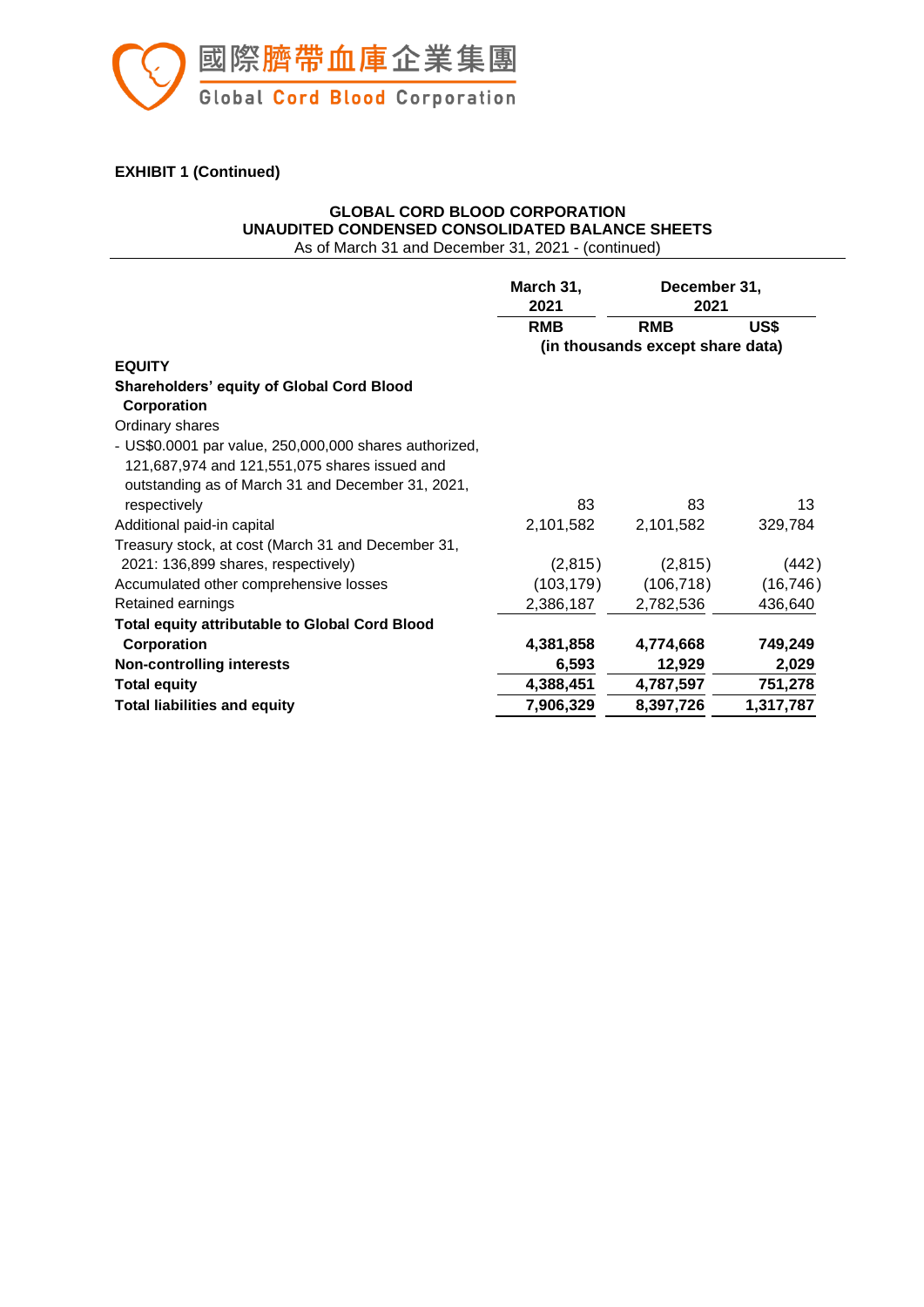**EXHIBIT 1 (Continued)**

**GLOBAL CORD BLOOD CORPORATION**
**UNAUDITED CONDENSED CONSOLIDATED BALANCE SHEETS**
As of March 31 and December 31, 2021 - (continued)

| | March 31, 2021 | December 31, 2021 | |
|---|---|---|---|
| | RMB | RMB | US$ |
| | (in thousands except share data) | | |
| **EQUITY** | | | |
| **Shareholders' equity of Global Cord Blood Corporation** | | | |
| Ordinary shares | | | |
| - US$0.0001 par value, 250,000,000 shares authorized, 121,687,974 and 121,551,075 shares issued and outstanding as of March 31 and December 31, 2021, respectively | 83 | 83 | 13 |
| Additional paid-in capital | 2,101,582 | 2,101,582 | 329,784 |
| Treasury stock, at cost (March 31 and December 31, 2021: 136,899 shares, respectively) | (2,815) | (2,815) | (442) |
| Accumulated other comprehensive losses | (103,179) | (106,718) | (16,746) |
| Retained earnings | 2,386,187 | 2,782,536 | 436,640 |
| **Total equity attributable to Global Cord Blood Corporation** | **4,381,858** | **4,774,668** | **749,249** |
| **Non-controlling interests** | **6,593** | **12,929** | **2,029** |
| **Total equity** | **4,388,451** | **4,787,597** | **751,278** |
| **Total liabilities and equity** | **7,906,329** | **8,397,726** | **1,317,787** |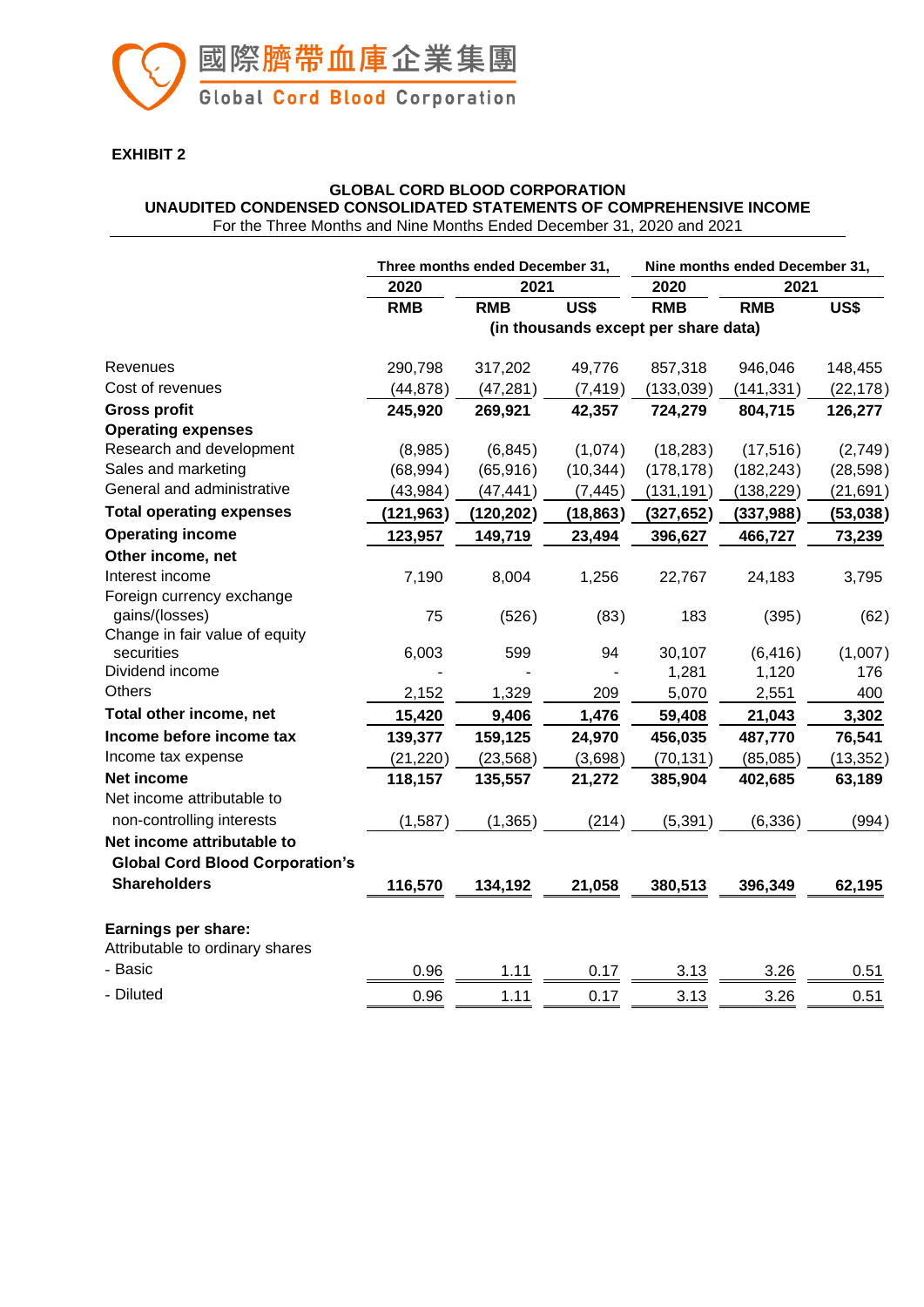國際臍帶血庫企業集團
Global Cord Blood Corporation

**EXHIBIT 2**

**GLOBAL CORD BLOOD CORPORATION**
**UNAUDITED CONDENSED CONSOLIDATED STATEMENTS OF COMPREHENSIVE INCOME**
For the Three Months and Nine Months Ended December 31, 2020 and 2021

| | Three months ended December 31, | | | Nine months ended December 31, | | |
|---|---|---|---|---|---|---|
| | 2020 | 2021 | | 2020 | 2021 | |
| | RMB | RMB | US$ | RMB | RMB | US$ |
| | (in thousands except per share data) | | | | | |
| Revenues | 290,798 | 317,202 | 49,776 | 857,318 | 946,046 | 148,455 |
| Cost of revenues | (44,878) | (47,281) | (7,419) | (133,039) | (141,331) | (22,178) |
| **Gross profit** | **245,920** | **269,921** | **42,357** | **724,279** | **804,715** | **126,277** |
| **Operating expenses** | | | | | | |
| Research and development | (8,985) | (6,845) | (1,074) | (18,283) | (17,516) | (2,749) |
| Sales and marketing | (68,994) | (65,916) | (10,344) | (178,178) | (182,243) | (28,598) |
| General and administrative | (43,984) | (47,441) | (7,445) | (131,191) | (138,229) | (21,691) |
| **Total operating expenses** | **(121,963)** | **(120,202)** | **(18,863)** | **(327,652)** | **(337,988)** | **(53,038)** |
| **Operating income** | **123,957** | **149,719** | **23,494** | **396,627** | **466,727** | **73,239** |
| **Other income, net** | | | | | | |
| Interest income | 7,190 | 8,004 | 1,256 | 22,767 | 24,183 | 3,795 |
| Foreign currency exchange gains/(losses) | 75 | (526) | (83) | 183 | (395) | (62) |
| Change in fair value of equity securities | 6,003 | 599 | 94 | 30,107 | (6,416) | (1,007) |
| Dividend income | - | - | - | 1,281 | 1,120 | 176 |
| Others | 2,152 | 1,329 | 209 | 5,070 | 2,551 | 400 |
| **Total other income, net** | **15,420** | **9,406** | **1,476** | **59,408** | **21,043** | **3,302** |
| **Income before income tax** | **139,377** | **159,125** | **24,970** | **456,035** | **487,770** | **76,541** |
| Income tax expense | (21,220) | (23,568) | (3,698) | (70,131) | (85,085) | (13,352) |
| **Net income** | **118,157** | **135,557** | **21,272** | **385,904** | **402,685** | **63,189** |
| Net income attributable to non-controlling interests | (1,587) | (1,365) | (214) | (5,391) | (6,336) | (994) |
| **Net income attributable to Global Cord Blood Corporation's Shareholders** | **116,570** | **134,192** | **21,058** | **380,513** | **396,349** | **62,195** |
| | | | | | | |
| **Earnings per share:** | | | | | | |
| Attributable to ordinary shares | | | | | | |
| - Basic | 0.96 | 1.11 | 0.17 | 3.13 | 3.26 | 0.51 |
| - Diluted | 0.96 | 1.11 | 0.17 | 3.13 | 3.26 | 0.51 |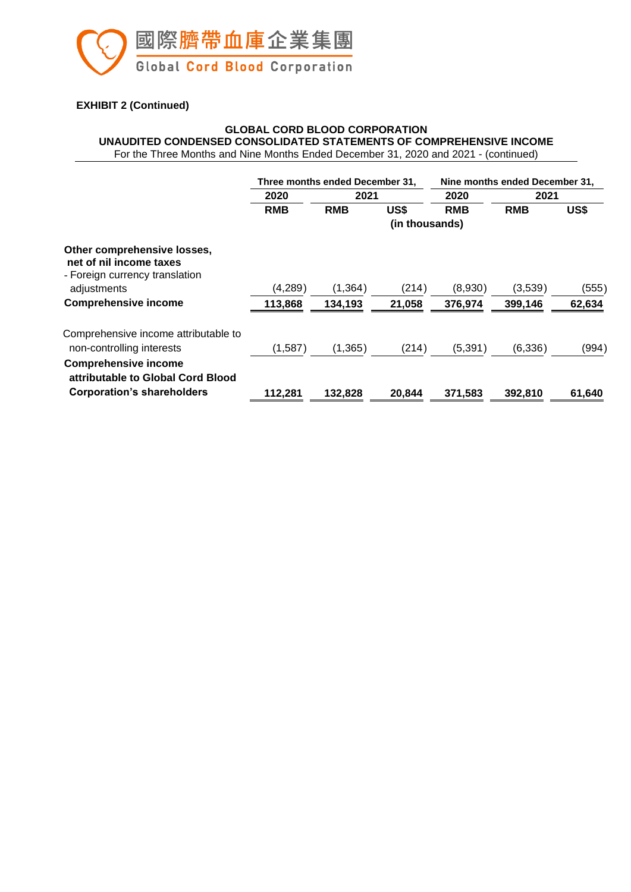**EXHIBIT 2 (Continued)**

**GLOBAL CORD BLOOD CORPORATION**
**UNAUDITED CONDENSED CONSOLIDATED STATEMENTS OF COMPREHENSIVE INCOME**
For the Three Months and Nine Months Ended December 31, 2020 and 2021 - (continued)

| | Three months ended December 31, | | | Nine months ended December 31, | | |
|---|---|---|---|---|---|---|
| | 2020 | 2021 | | 2020 | 2021 | |
| | RMB | RMB | US$ | RMB | RMB | US$ |
| | | | (in thousands) | | | |
| **Other comprehensive losses, net of nil income taxes** | | | | | | |
| - Foreign currency translation adjustments | (4,289) | (1,364) | (214) | (8,930) | (3,539) | (555) |
| **Comprehensive income** | **113,868** | **134,193** | **21,058** | **376,974** | **399,146** | **62,634** |
| Comprehensive income attributable to non-controlling interests | (1,587) | (1,365) | (214) | (5,391) | (6,336) | (994) |
| **Comprehensive income attributable to Global Cord Blood Corporation's shareholders** | **112,281** | **132,828** | **20,844** | **371,583** | **392,810** | **61,640** |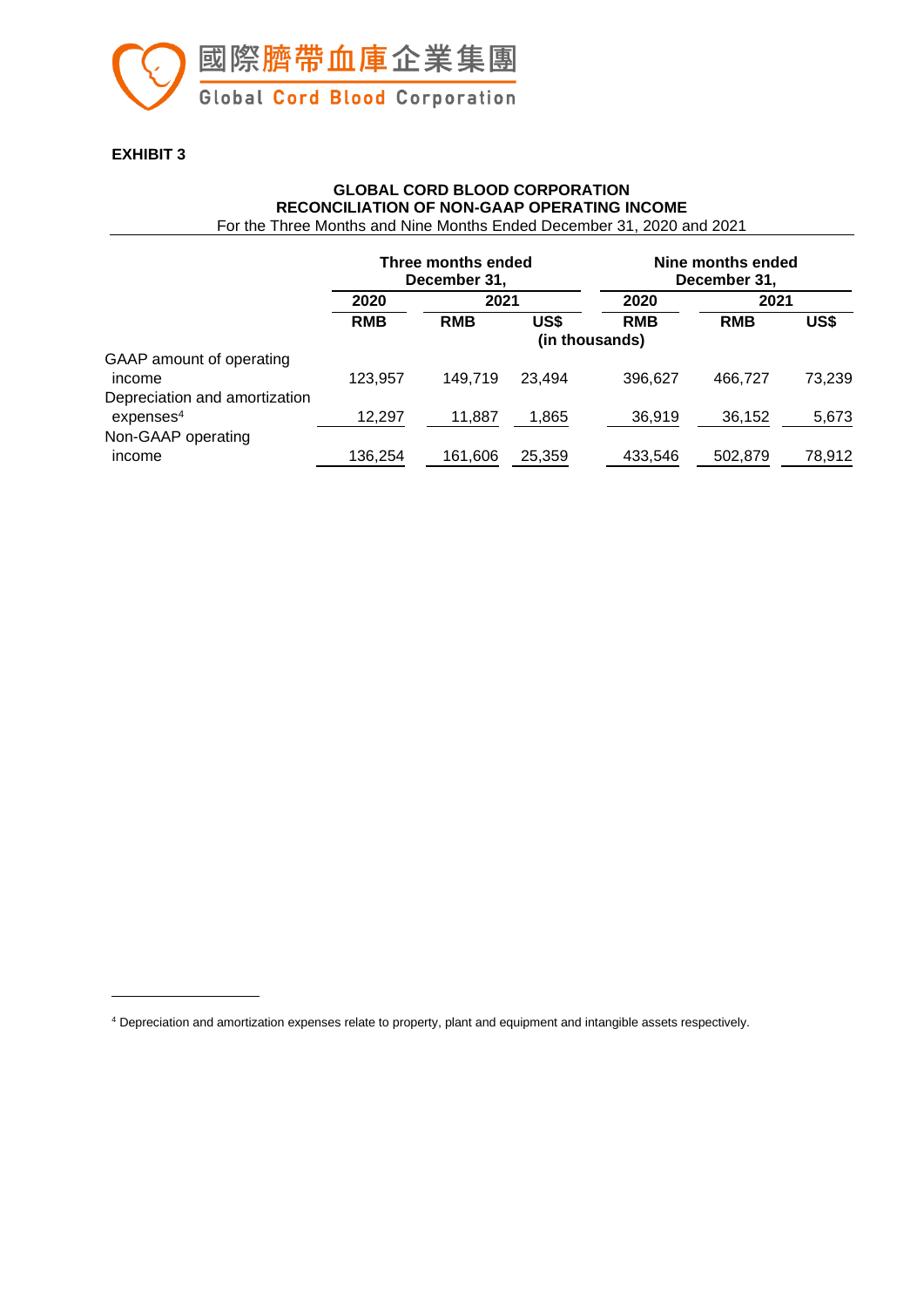國際臍帶血庫企業集團
Global Cord Blood Corporation

**EXHIBIT 3**

**GLOBAL CORD BLOOD CORPORATION**
**RECONCILIATION OF NON-GAAP OPERATING INCOME**
For the Three Months and Nine Months Ended December 31, 2020 and 2021

| | Three months ended December 31, | | | Nine months ended December 31, | | |
|---|---|---|---|---|---|---|
| | 2020 | 2021 | | 2020 | 2021 | |
| | RMB | RMB | US$ | RMB | RMB | US$ |
| | | | (in thousands) | | | |
| GAAP amount of operating income | 123,957 | 149,719 | 23,494 | 396,627 | 466,727 | 73,239 |
| Depreciation and amortization expenses[4] | 12,297 | 11,887 | 1,865 | 36,919 | 36,152 | 5,673 |
| Non-GAAP operating income | 136,254 | 161,606 | 25,359 | 433,546 | 502,879 | 78,912 |

[4] Depreciation and amortization expenses relate to property, plant and equipment and intangible assets respectively.